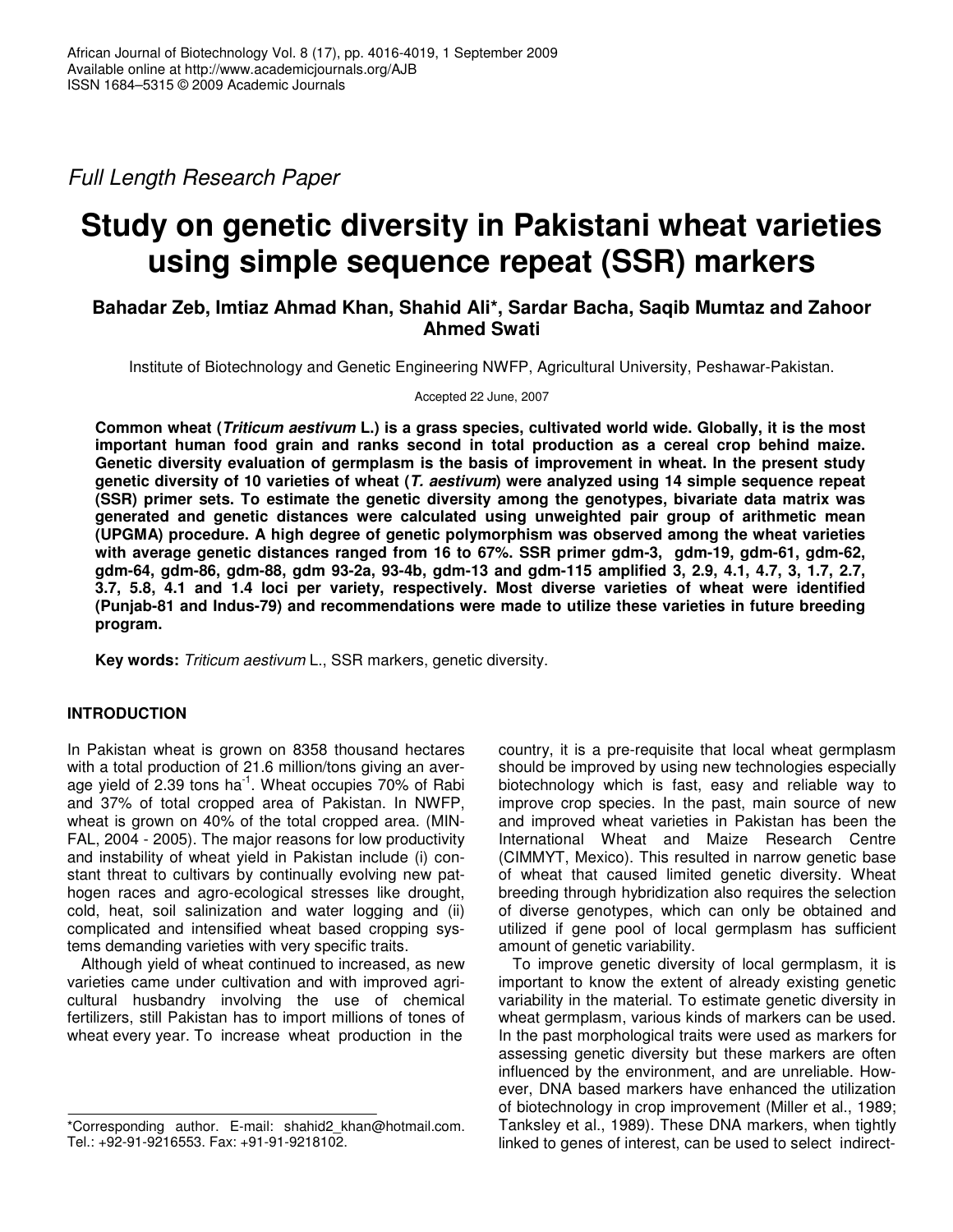*Full Length Research Paper*

# Study on genetic diversity in Pakistani wheat varieties using simple sequence repeat (SSR) markers

**Bahadar Zeb, Imtiaz Ahmad Khan, Shahid Ali*, Sardar Bacha, Saqib Mumtaz and Zahoor Ahmed Swati**

Institute of Biotechnology and Genetic Engineering NWFP, Agricultural University, Peshawar-Pakistan.

Accepted 22 June, 2007

**Common wheat (*Triticum aestivum* L.) is a grass species, cultivated world wide. Globally, it is the most important human food grain and ranks second in total production as a cereal crop behind maize. Genetic diversity evaluation of germplasm is the basis of improvement in wheat. In the present study genetic diversity of 10 varieties of wheat (*T. aestivum*) were analyzed using 14 simple sequence repeat (SSR) primer sets. To estimate the genetic diversity among the genotypes, bivariate data matrix was generated and genetic distances were calculated using unweighted pair group of arithmetic mean (UPGMA) procedure. A high degree of genetic polymorphism was observed among the wheat varieties with average genetic distances ranged from 16 to 67%. SSR primer gdm-3, gdm-19, gdm-61, gdm-62, gdm-64, gdm-86, gdm-88, gdm 93-2a, 93-4b, gdm-13 and gdm-115 amplified 3, 2.9, 4.1, 4.7, 3, 1.7, 2.7, 3.7, 5.8, 4.1 and 1.4 loci per variety, respectively. Most diverse varieties of wheat were identified (Punjab-81 and Indus-79) and recommendations were made to utilize these varieties in future breeding program.**

**Key words:** *Triticum aestivum* L., SSR markers, genetic diversity.

## INTRODUCTION

In Pakistan wheat is grown on 8358 thousand hectares with a total production of 21.6 million/tons giving an average yield of 2.39 tons $ha^{-1}$. Wheat occupies 70% of Rabi and 37% of total cropped area of Pakistan. In NWFP, wheat is grown on 40% of the total cropped area. (MINFAL, 2004 - 2005). The major reasons for low productivity and instability of wheat yield in Pakistan include (i) constant threat to cultivars by continually evolving new pathogen races and agro-ecological stresses like drought, cold, heat, soil salinization and water logging and (ii) complicated and intensified wheat based cropping systems demanding varieties with very specific traits.

Although yield of wheat continued to increased, as new varieties came under cultivation and with improved agricultural husbandry involving the use of chemical fertilizers, still Pakistan has to import millions of tones of wheat every year. To increase wheat production in the country, it is a pre-requisite that local wheat germplasm should be improved by using new technologies especially biotechnology which is fast, easy and reliable way to improve crop species. In the past, main source of new and improved wheat varieties in Pakistan has been the International Wheat and Maize Research Centre (CIMMYT, Mexico). This resulted in narrow genetic base of wheat that caused limited genetic diversity. Wheat breeding through hybridization also requires the selection of diverse genotypes, which can only be obtained and utilized if gene pool of local germplasm has sufficient amount of genetic variability.

To improve genetic diversity of local germplasm, it is important to know the extent of already existing genetic variability in the material. To estimate genetic diversity in wheat germplasm, various kinds of markers can be used. In the past morphological traits were used as markers for assessing genetic diversity but these markers are often influenced by the environment, and are unreliable. However, DNA based markers have enhanced the utilization of biotechnology in crop improvement (Miller et al., 1989; Tanksley et al., 1989). These DNA markers, when tightly linked to genes of interest, can be used to select indirect-

*Corresponding author. E-mail: shahid2_khan@hotmail.com. Tel.: +92-91-9216553. Fax: +91-91-9218102.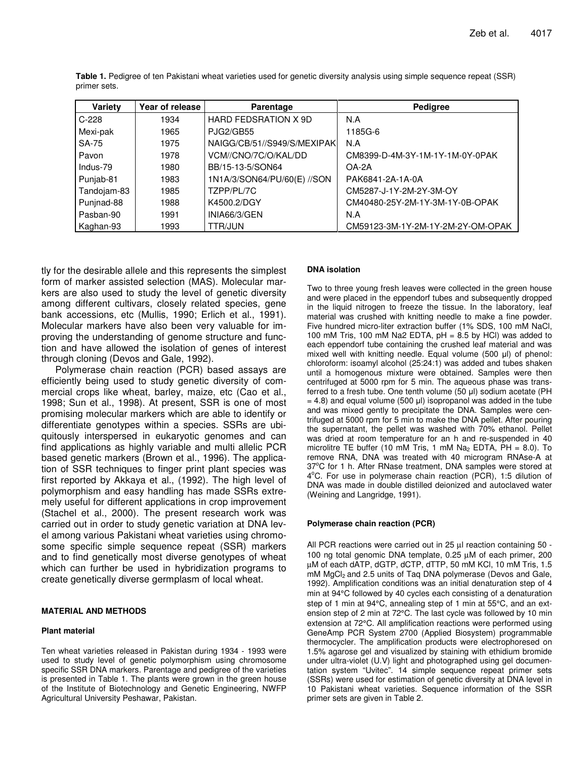**Table 1.** Pedigree of ten Pakistani wheat varieties used for genetic diversity analysis using simple sequence repeat (SSR) primer sets.

| Variety | Year of release | Parentage | Pedigree |
|---|---|---|---|
| C-228 | 1934 | HARD FEDSRATION X 9D | N.A |
| Mexi-pak | 1965 | PJG2/GB55 | 1185G-6 |
| SA-75 | 1975 | NAIGG/CB/51//S949/S/MEXIPAK | N.A |
| Pavon | 1978 | VCM//CNO/7C/O/KAL/DD | CM8399-D-4M-3Y-1M-1Y-1M-0Y-0PAK |
| Indus-79 | 1980 | BB/15-13-5/SON64 | OA-2A |
| Punjab-81 | 1983 | 1N1A/3/SON64/PU/60(E) //SON | PAK6841-2A-1A-0A |
| Tandojam-83 | 1985 | TZPP/PL/7C | CM5287-J-1Y-2M-2Y-3M-OY |
| Punjnad-88 | 1988 | K4500.2/DGY | CM40480-25Y-2M-1Y-3M-1Y-0B-OPAK |
| Pasban-90 | 1991 | INIA66/3/GEN | N.A |
| Kaghan-93 | 1993 | TTR/JUN | CM59123-3M-1Y-2M-1Y-2M-2Y-OM-OPAK |

tly for the desirable allele and this represents the simplest form of marker assisted selection (MAS). Molecular markers are also used to study the level of genetic diversity among different cultivars, closely related species, gene bank accessions, etc (Mullis, 1990; Erlich et al., 1991). Molecular markers have also been very valuable for improving the understanding of genome structure and function and have allowed the isolation of genes of interest through cloning (Devos and Gale, 1992).

Polymerase chain reaction (PCR) based assays are efficiently being used to study genetic diversity of commercial crops like wheat, barley, maize, etc (Cao et al., 1998; Sun et al., 1998). At present, SSR is one of most promising molecular markers which are able to identify or differentiate genotypes within a species. SSRs are ubiquitously interspersed in eukaryotic genomes and can find applications as highly variable and multi allelic PCR based genetic markers (Brown et al., 1996). The application of SSR techniques to finger print plant species was first reported by Akkaya et al., (1992). The high level of polymorphism and easy handling has made SSRs extremely useful for different applications in crop improvement (Stachel et al., 2000). The present research work was carried out in order to study genetic variation at DNA level among various Pakistani wheat varieties using chromosome specific simple sequence repeat (SSR) markers and to find genetically most diverse genotypes of wheat which can further be used in hybridization programs to create genetically diverse germplasm of local wheat.

## MATERIAL AND METHODS

### Plant material

Ten wheat varieties released in Pakistan during 1934 - 1993 were used to study level of genetic polymorphism using chromosome specific SSR DNA markers. Parentage and pedigree of the varieties is presented in Table 1. The plants were grown in the green house of the Institute of Biotechnology and Genetic Engineering, NWFP Agricultural University Peshawar, Pakistan.

### DNA isolation

Two to three young fresh leaves were collected in the green house and were placed in the eppendorf tubes and subsequently dropped in the liquid nitrogen to freeze the tissue. In the laboratory, leaf material was crushed with knitting needle to make a fine powder. Five hundred micro-liter extraction buffer (1% SDS, 100 mM NaCl, 100 mM Tris, 100 mM $Na2$ EDTA, pH = 8.5 by HCl) was added to each eppendorf tube containing the crushed leaf material and was mixed well with knitting needle. Equal volume (500 µl) of phenol: chloroform: isoamyl alcohol (25:24:1) was added and tubes shaken until a homogenous mixture were obtained. Samples were then centrifuged at 5000 rpm for 5 min. The aqueous phase was transferred to a fresh tube. One tenth volume (50 µl) sodium acetate (PH = 4.8) and equal volume (500 µl) isopropanol was added in the tube and was mixed gently to precipitate the DNA. Samples were centrifuged at 5000 rpm for 5 min to make the DNA pellet. After pouring the supernatant, the pellet was washed with 70% ethanol. Pellet was dried at room temperature for an h and re-suspended in 40 microlitre TE buffer (10 mM Tris, 1 mM $Na_2$ EDTA, PH = 8.0). To remove RNA, DNA was treated with 40 microgram RNAse-A at 37°C for 1 h. After RNase treatment, DNA samples were stored at 4°C. For use in polymerase chain reaction (PCR), 1:5 dilution of DNA was made in double distilled deionized and autoclaved water (Weining and Langridge, 1991).

### Polymerase chain reaction (PCR)

All PCR reactions were carried out in 25 µl reaction containing 50 - 100 ng total genomic DNA template, 0.25 µM of each primer, 200 µM of each dATP, dGTP, dCTP, dTTP, 50 mM KCl, 10 mM Tris, 1.5 mM $MgCl_2$ and 2.5 units of Taq DNA polymerase (Devos and Gale, 1992). Amplification conditions was an initial denaturation step of 4 min at 94°C followed by 40 cycles each consisting of a denaturation step of 1 min at 94°C, annealing step of 1 min at 55°C, and an extension step of 2 min at 72°C. The last cycle was followed by 10 min extension at 72°C. All amplification reactions were performed using GeneAmp PCR System 2700 (Applied Biosystem) programmable thermocycler. The amplification products were electrophoresed on 1.5% agarose gel and visualized by staining with ethidium bromide under ultra-violet (U.V) light and photographed using gel documentation system "Uvitec". 14 simple sequence repeat primer sets (SSRs) were used for estimation of genetic diversity at DNA level in 10 Pakistani wheat varieties. Sequence information of the SSR primer sets are given in Table 2.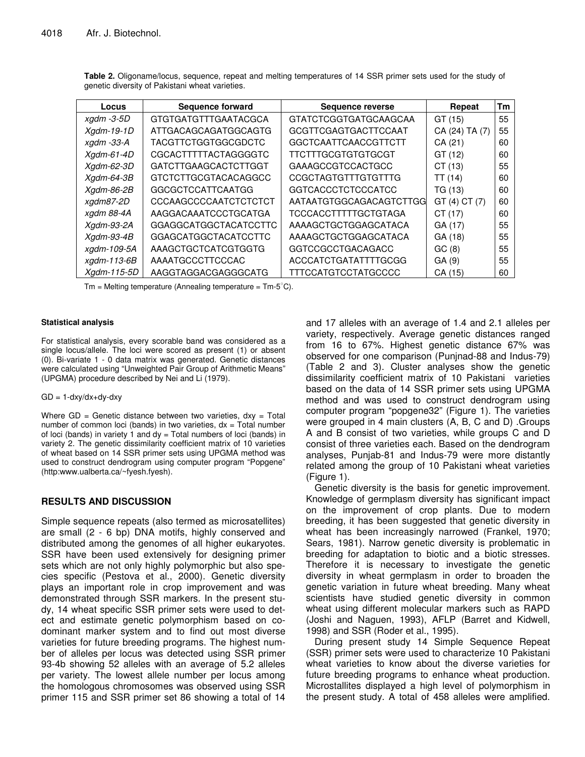**Table 2.** Oligoname/locus, sequence, repeat and melting temperatures of 14 SSR primer sets used for the study of genetic diversity of Pakistani wheat varieties.

| Locus | Sequence forward | Sequence reverse | Repeat | Tm |
|---|---|---|---|---|
| *xgdm -3-5D* | GTGTGATGTTTGAATACGCA | GTATCTCGGTGATGCAAGCAA | GT (15) | 55 |
| *Xgdm-19-1D* | ATTGACAGCAGATGGCAGTG | GCGTTCGAGTGACTTCCAAT | CA (24) TA (7) | 55 |
| *xgdm -33-A* | TACGTTCTGGTGGCGDCTC | GGCTCAATTCAACCGTTCTT | CA (21) | 60 |
| *Xgdm-61-4D* | CGCACTTTTTACTAGGGGTC | TTCTTTGCGTGTGTGCGT | GT (12) | 60 |
| *Xgdm-62-3D* | GATCTTGAAGCACTCTTGGT | GAAAGCCGTCCACTGCC | CT (13) | 55 |
| *Xgdm-64-3B* | GTCTCTTGCGTACACAGGCC | CCGCTAGTGTTTGTGTTTG | TT (14) | 60 |
| *Xgdm-86-2B* | GGCGCTCCATTCAATGG | GGTCACCCTCTCCCATCC | TG (13) | 60 |
| *xgdm87-2D* | CCCAAGCCCCAATCTCTCTCT | AATAATGTGGCAGACAGTCTTGG | GT (4) CT (7) | 60 |
| *xgdm 88-4A* | AAGGACAAATCCCTGCATGA | TCCCACCTTTTTGCTGTAGA | CT (17) | 60 |
| *Xgdm-93-2A* | GGAGGCATGGCTACATCCTTC | AAAAGCTGCTGGAGCATACA | GA (17) | 55 |
| *Xgdm-93-4B* | GGAGCATGGCTACATCCTTC | AAAAGCTGCTGGAGCATACA | GA (18) | 55 |
| *xgdm-109-5A* | AAAGCTGCTCATCGTGGTG | GGTCCGCCTGACAGACC | GC (8) | 55 |
| *xgdm-113-6B* | AAAATGCCCTTCCCAC | ACCCATCTGATATTTTGCGG | GA (9) | 55 |
| *Xgdm-115-5D* | AAGGTAGGACGAGGGCATG | TTTCCATGTCCTATGCCCC | CA (15) | 60 |

Tm = Melting temperature (Annealing temperature = Tm-5°C).

#### Statistical analysis

For statistical analysis, every scorable band was considered as a single locus/allele. The loci were scored as present (1) or absent (0). Bi-variate 1 - 0 data matrix was generated. Genetic distances were calculated using "Unweighted Pair Group of Arithmetic Means" (UPGMA) procedure described by Nei and Li (1979).

$GD = 1\text{-}dxy/dx\text{+}dy\text{-}dxy$

Where GD = Genetic distance between two varieties, dxy = Total number of common loci (bands) in two varieties, dx = Total number of loci (bands) in variety 1 and dy = Total numbers of loci (bands) in variety 2. The genetic dissimilarity coefficient matrix of 10 varieties of wheat based on 14 SSR primer sets using UPGMA method was used to construct dendrogram using computer program "Popgene" (http:www.ualberta.ca/~fyesh.fyesh).

## RESULTS AND DISCUSSION

Simple sequence repeats (also termed as microsatellites) are small (2 - 6 bp) DNA motifs, highly conserved and distributed among the genomes of all higher eukaryotes. SSR have been used extensively for designing primer sets which are not only highly polymorphic but also species specific (Pestova et al., 2000). Genetic diversity plays an important role in crop improvement and was demonstrated through SSR markers. In the present study, 14 wheat specific SSR primer sets were used to detect and estimate genetic polymorphism based on co-dominant marker system and to find out most diverse varieties for future breeding programs. The highest number of alleles per locus was detected using SSR primer 93-4b showing 52 alleles with an average of 5.2 alleles per variety. The lowest allele number per locus among the homologous chromosomes was observed using SSR primer 115 and SSR primer set 86 showing a total of 14 and 17 alleles with an average of 1.4 and 2.1 alleles per variety, respectively. Average genetic distances ranged from 16 to 67%. Highest genetic distance 67% was observed for one comparison (Punjnad-88 and Indus-79) (Table 2 and 3). Cluster analyses show the genetic dissimilarity coefficient matrix of 10 Pakistani varieties based on the data of 14 SSR primer sets using UPGMA method and was used to construct dendrogram using computer program "popgene32" (Figure 1). The varieties were grouped in 4 main clusters (A, B, C and D) .Groups A and B consist of two varieties, while groups C and D consist of three varieties each. Based on the dendrogram analyses, Punjab-81 and Indus-79 were more distantly related among the group of 10 Pakistani wheat varieties (Figure 1).

Genetic diversity is the basis for genetic improvement. Knowledge of germplasm diversity has significant impact on the improvement of crop plants. Due to modern breeding, it has been suggested that genetic diversity in wheat has been increasingly narrowed (Frankel, 1970; Sears, 1981). Narrow genetic diversity is problematic in breeding for adaptation to biotic and a biotic stresses. Therefore it is necessary to investigate the genetic diversity in wheat germplasm in order to broaden the genetic variation in future wheat breeding. Many wheat scientists have studied genetic diversity in common wheat using different molecular markers such as RAPD (Joshi and Naguen, 1993), AFLP (Barret and Kidwell, 1998) and SSR (Roder et al., 1995).

During present study 14 Simple Sequence Repeat (SSR) primer sets were used to characterize 10 Pakistani wheat varieties to know about the diverse varieties for future breeding programs to enhance wheat production. Microstallites displayed a high level of polymorphism in the present study. A total of 458 alleles were amplified.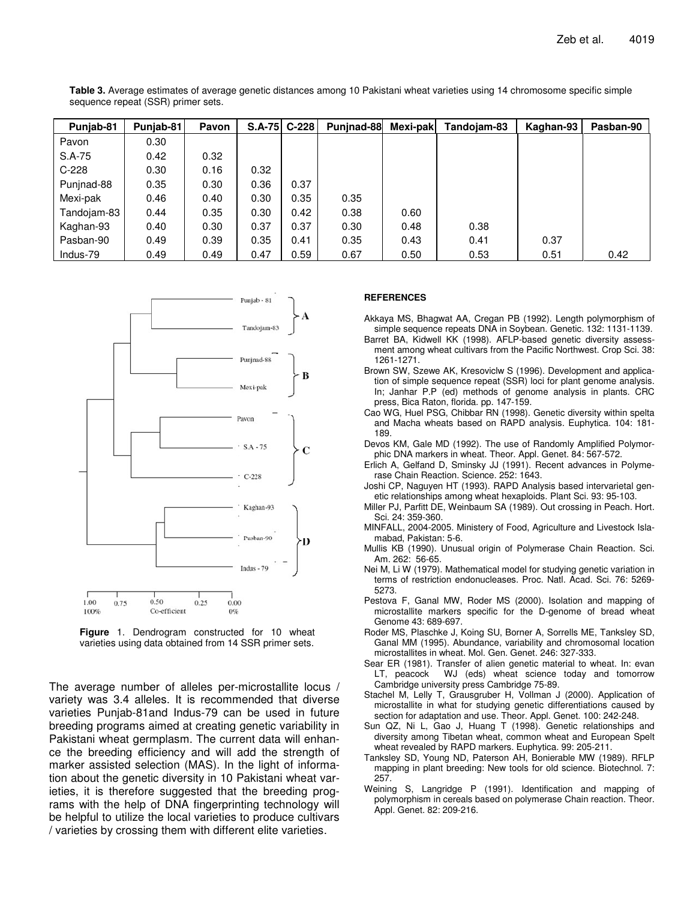**Table 3.** Average estimates of average genetic distances among 10 Pakistani wheat varieties using 14 chromosome specific simple sequence repeat (SSR) primer sets.

| Punjab-81 | Punjab-81 | Pavon | S.A-75 | C-228 | Punjnad-88 | Mexi-pak | Tandojam-83 | Kaghan-93 | Pasban-90 |
|---|---|---|---|---|---|---|---|---|---|
| Pavon | 0.30 | | | | | | | | |
| S.A-75 | 0.42 | 0.32 | | | | | | | |
| C-228 | 0.30 | 0.16 | 0.32 | | | | | | |
| Punjnad-88 | 0.35 | 0.30 | 0.36 | 0.37 | | | | | |
| Mexi-pak | 0.46 | 0.40 | 0.30 | 0.35 | 0.35 | | | | |
| Tandojam-83 | 0.44 | 0.35 | 0.30 | 0.42 | 0.38 | 0.60 | | | |
| Kaghan-93 | 0.40 | 0.30 | 0.37 | 0.37 | 0.30 | 0.48 | 0.38 | | |
| Pasban-90 | 0.49 | 0.39 | 0.35 | 0.41 | 0.35 | 0.43 | 0.41 | 0.37 | |
| Indus-79 | 0.49 | 0.49 | 0.47 | 0.59 | 0.67 | 0.50 | 0.53 | 0.51 | 0.42 |

Punjab - 81
Tandojam-83
A
Punjnad-88
Mexi-pak
B
Pavon
S.A - 75
C-228
C
Kaghan-93
Pasban-90
Indus - 79
D
1.00 100%
0.75
0.50 Co-efficient
0.25
0.00 0%

**Figure** 1. Dendrogram constructed for 10 wheat varieties using data obtained from 14 SSR primer sets.

The average number of alleles per-microstallite locus / variety was 3.4 alleles. It is recommended that diverse varieties Punjab-81and Indus-79 can be used in future breeding programs aimed at creating genetic variability in Pakistani wheat germplasm. The current data will enhance the breeding efficiency and will add the strength of marker assisted selection (MAS). In the light of information about the genetic diversity in 10 Pakistani wheat varieties, it is therefore suggested that the breeding programs with the help of DNA fingerprinting technology will be helpful to utilize the local varieties to produce cultivars / varieties by crossing them with different elite varieties.

## REFERENCES

Akkaya MS, Bhagwat AA, Cregan PB (1992). Length polymorphism of simple sequence repeats DNA in Soybean. Genetic. 132: 1131-1139.

Barret BA, Kidwell KK (1998). AFLP-based genetic diversity assessment among wheat cultivars from the Pacific Northwest. Crop Sci. 38: 1261-1271.

Brown SW, Szewe AK, Kresoviclw S (1996). Development and application of simple sequence repeat (SSR) loci for plant genome analysis. In; Janhar P.P (ed) methods of genome analysis in plants. CRC press, Bica Raton, florida. pp. 147-159.

Cao WG, Huel PSG, Chibbar RN (1998). Genetic diversity within spelta and Macha wheats based on RAPD analysis. Euphytica. 104: 181-189.

Devos KM, Gale MD (1992). The use of Randomly Amplified Polymorphic DNA markers in wheat. Theor. Appl. Genet. 84: 567-572.

Erlich A, Gelfand D, Sminsky JJ (1991). Recent advances in Polymerase Chain Reaction. Science. 252: 1643.

Joshi CP, Naguyen HT (1993). RAPD Analysis based intervarietal genetic relationships among wheat hexaploids. Plant Sci. 93: 95-103.

Miller PJ, Parfitt DE, Weinbaum SA (1989). Out crossing in Peach. Hort. Sci. 24: 359-360.

MINFALL, 2004-2005. Ministery of Food, Agriculture and Livestock Islamabad, Pakistan: 5-6.

Mullis KB (1990). Unusual origin of Polymerase Chain Reaction. Sci. Am. 262: 56-65.

Nei M, Li W (1979). Mathematical model for studying genetic variation in terms of restriction endonucleases. Proc. Natl. Acad. Sci. 76: 5269-5273.

Pestova F, Ganal MW, Roder MS (2000). Isolation and mapping of microstallite markers specific for the D-genome of bread wheat Genome 43: 689-697.

Roder MS, Plaschke J, Koing SU, Borner A, Sorrells ME, Tanksley SD, Ganal MM (1995). Abundance, variability and chromosomal location microstallites in wheat. Mol. Gen. Genet. 246: 327-333.

Sear ER (1981). Transfer of alien genetic material to wheat. In: evan LT, peacock WJ (eds) wheat science today and tomorrow Cambridge university press Cambridge 75-89.

Stachel M, Lelly T, Grausgruber H, Vollman J (2000). Application of microstallite in what for studying genetic differentiations caused by section for adaptation and use. Theor. Appl. Genet. 100: 242-248.

Sun QZ, Ni L, Gao J, Huang T (1998). Genetic relationships and diversity among Tibetan wheat, common wheat and European Spelt wheat revealed by RAPD markers. Euphytica. 99: 205-211.

Tanksley SD, Young ND, Paterson AH, Bonierable MW (1989). RFLP mapping in plant breeding: New tools for old science. Biotechnol. 7: 257.

Weining S, Langridge P (1991). Identification and mapping of polymorphism in cereals based on polymerase Chain reaction. Theor. Appl. Genet. 82: 209-216.